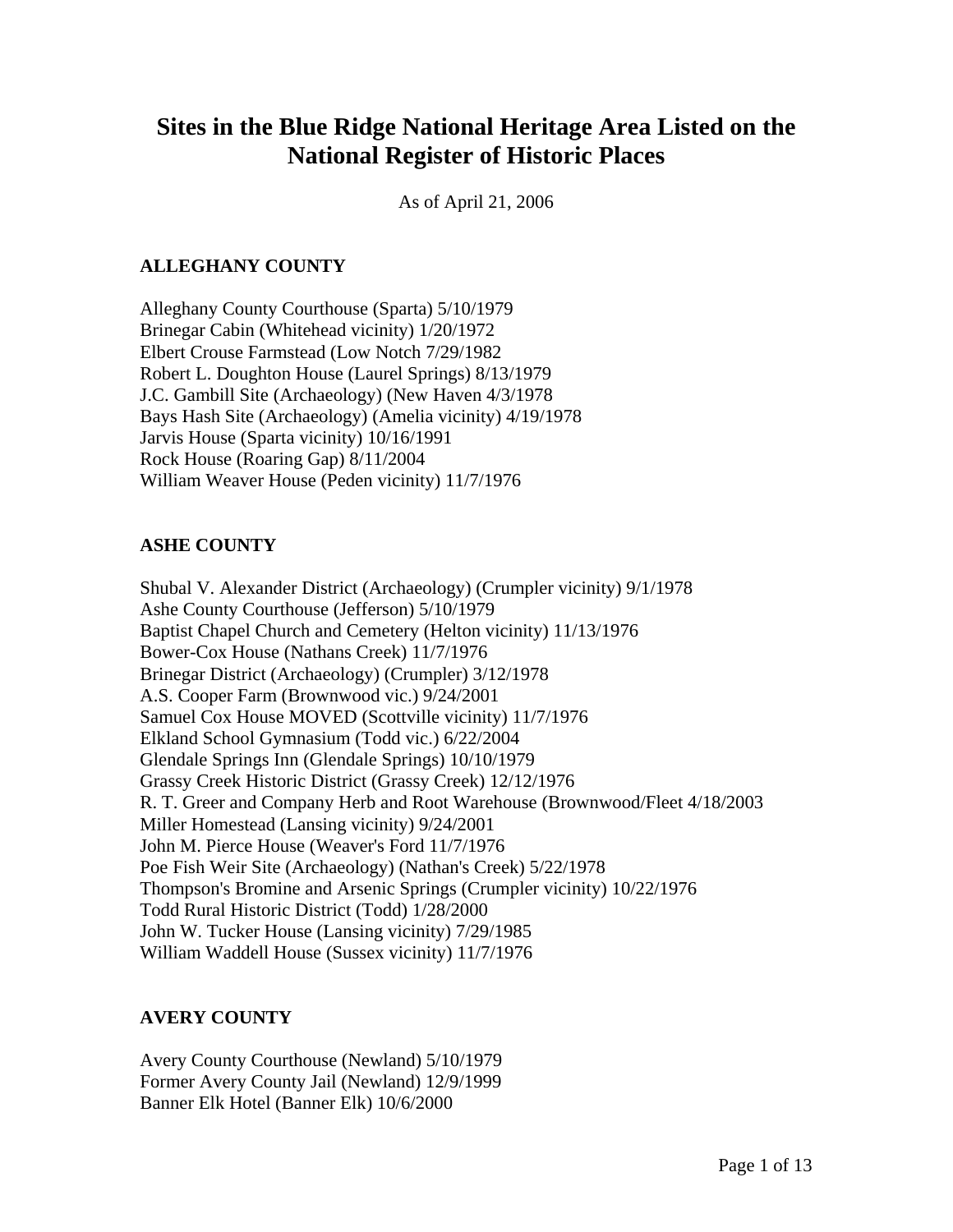# Sites in the Blue Ridge National Heritage Area Listed on the National Register of Historic Places

As of April 21, 2006

## ALLEGHANY COUNTY

Alleghany County Courthouse (Sparta) 5/10/1979
Brinegar Cabin (Whitehead vicinity) 1/20/1972
Elbert Crouse Farmstead (Low Notch 7/29/1982
Robert L. Doughton House (Laurel Springs) 8/13/1979
J.C. Gambill Site (Archaeology) (New Haven 4/3/1978
Bays Hash Site (Archaeology) (Amelia vicinity) 4/19/1978
Jarvis House (Sparta vicinity) 10/16/1991
Rock House (Roaring Gap) 8/11/2004
William Weaver House (Peden vicinity) 11/7/1976

## ASHE COUNTY

Shubal V. Alexander District (Archaeology) (Crumpler vicinity) 9/1/1978
Ashe County Courthouse (Jefferson) 5/10/1979
Baptist Chapel Church and Cemetery (Helton vicinity) 11/13/1976
Bower-Cox House (Nathans Creek) 11/7/1976
Brinegar District (Archaeology) (Crumpler) 3/12/1978
A.S. Cooper Farm (Brownwood vic.) 9/24/2001
Samuel Cox House MOVED (Scottville vicinity) 11/7/1976
Elkland School Gymnasium (Todd vic.) 6/22/2004
Glendale Springs Inn (Glendale Springs) 10/10/1979
Grassy Creek Historic District (Grassy Creek) 12/12/1976
R. T. Greer and Company Herb and Root Warehouse (Brownwood/Fleet 4/18/2003
Miller Homestead (Lansing vicinity) 9/24/2001
John M. Pierce House (Weaver's Ford 11/7/1976
Poe Fish Weir Site (Archaeology) (Nathan's Creek) 5/22/1978
Thompson's Bromine and Arsenic Springs (Crumpler vicinity) 10/22/1976
Todd Rural Historic District (Todd) 1/28/2000
John W. Tucker House (Lansing vicinity) 7/29/1985
William Waddell House (Sussex vicinity) 11/7/1976

## AVERY COUNTY

Avery County Courthouse (Newland) 5/10/1979
Former Avery County Jail (Newland) 12/9/1999
Banner Elk Hotel (Banner Elk) 10/6/2000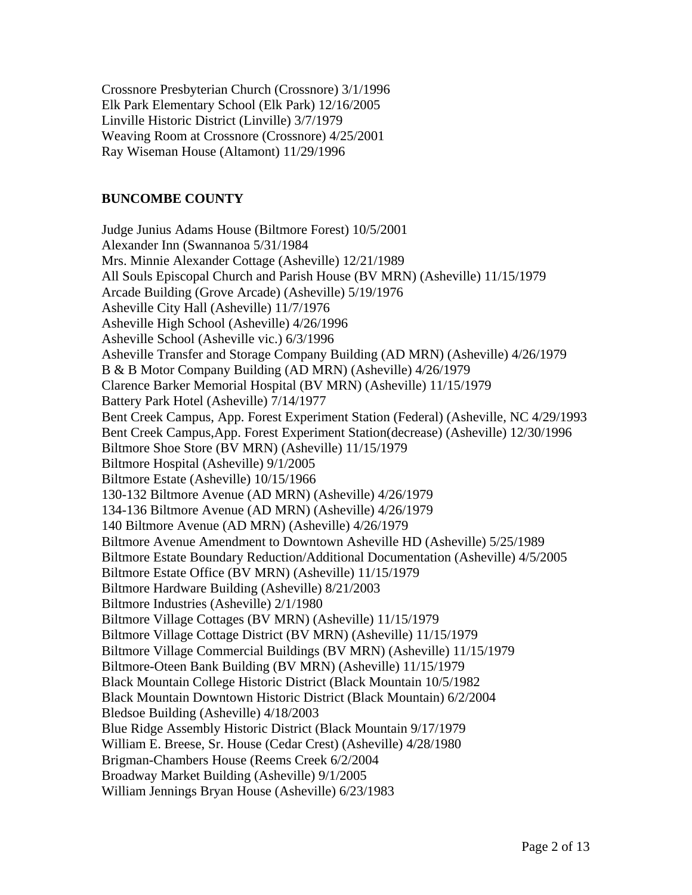Crossnore Presbyterian Church (Crossnore) 3/1/1996
Elk Park Elementary School (Elk Park) 12/16/2005
Linville Historic District (Linville) 3/7/1979
Weaving Room at Crossnore (Crossnore) 4/25/2001
Ray Wiseman House (Altamont) 11/29/1996

**BUNCOMBE COUNTY**

Judge Junius Adams House (Biltmore Forest) 10/5/2001
Alexander Inn (Swannanoa 5/31/1984
Mrs. Minnie Alexander Cottage (Asheville) 12/21/1989
All Souls Episcopal Church and Parish House (BV MRN) (Asheville) 11/15/1979
Arcade Building (Grove Arcade) (Asheville) 5/19/1976
Asheville City Hall (Asheville) 11/7/1976
Asheville High School (Asheville) 4/26/1996
Asheville School (Asheville vic.) 6/3/1996
Asheville Transfer and Storage Company Building (AD MRN) (Asheville) 4/26/1979
B & B Motor Company Building (AD MRN) (Asheville) 4/26/1979
Clarence Barker Memorial Hospital (BV MRN) (Asheville) 11/15/1979
Battery Park Hotel (Asheville) 7/14/1977
Bent Creek Campus, App. Forest Experiment Station (Federal) (Asheville, NC 4/29/1993
Bent Creek Campus,App. Forest Experiment Station(decrease) (Asheville) 12/30/1996
Biltmore Shoe Store (BV MRN) (Asheville) 11/15/1979
Biltmore Hospital (Asheville) 9/1/2005
Biltmore Estate (Asheville) 10/15/1966
130-132 Biltmore Avenue (AD MRN) (Asheville) 4/26/1979
134-136 Biltmore Avenue (AD MRN) (Asheville) 4/26/1979
140 Biltmore Avenue (AD MRN) (Asheville) 4/26/1979
Biltmore Avenue Amendment to Downtown Asheville HD (Asheville) 5/25/1989
Biltmore Estate Boundary Reduction/Additional Documentation (Asheville) 4/5/2005
Biltmore Estate Office (BV MRN) (Asheville) 11/15/1979
Biltmore Hardware Building (Asheville) 8/21/2003
Biltmore Industries (Asheville) 2/1/1980
Biltmore Village Cottages (BV MRN) (Asheville) 11/15/1979
Biltmore Village Cottage District (BV MRN) (Asheville) 11/15/1979
Biltmore Village Commercial Buildings (BV MRN) (Asheville) 11/15/1979
Biltmore-Oteen Bank Building (BV MRN) (Asheville) 11/15/1979
Black Mountain College Historic District (Black Mountain 10/5/1982
Black Mountain Downtown Historic District (Black Mountain) 6/2/2004
Bledsoe Building (Asheville) 4/18/2003
Blue Ridge Assembly Historic District (Black Mountain 9/17/1979
William E. Breese, Sr. House (Cedar Crest) (Asheville) 4/28/1980
Brigman-Chambers House (Reems Creek 6/2/2004
Broadway Market Building (Asheville) 9/1/2005
William Jennings Bryan House (Asheville) 6/23/1983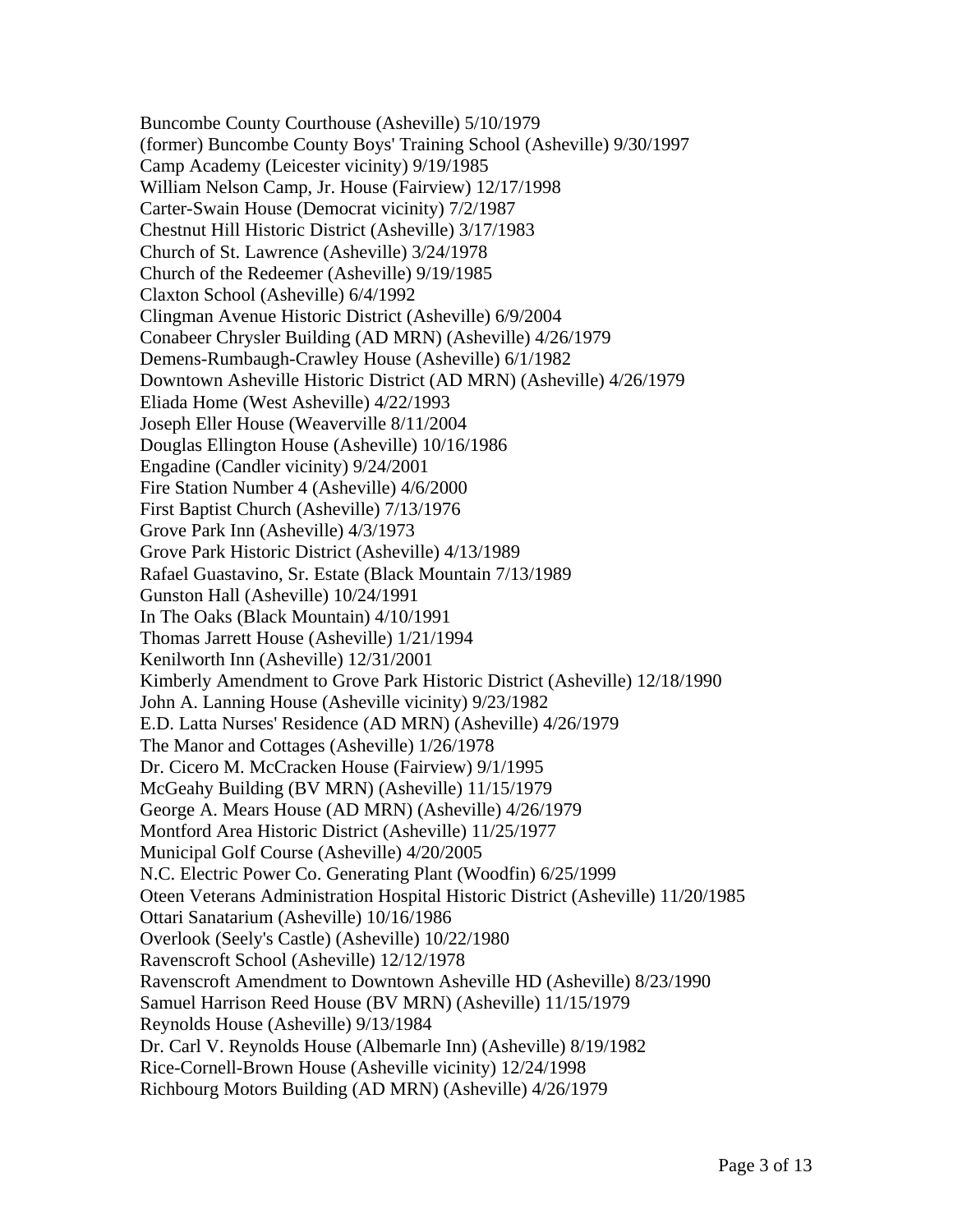Buncombe County Courthouse (Asheville) 5/10/1979
(former) Buncombe County Boys' Training School (Asheville) 9/30/1997
Camp Academy (Leicester vicinity) 9/19/1985
William Nelson Camp, Jr. House (Fairview) 12/17/1998
Carter-Swain House (Democrat vicinity) 7/2/1987
Chestnut Hill Historic District (Asheville) 3/17/1983
Church of St. Lawrence (Asheville) 3/24/1978
Church of the Redeemer (Asheville) 9/19/1985
Claxton School (Asheville) 6/4/1992
Clingman Avenue Historic District (Asheville) 6/9/2004
Conabeer Chrysler Building (AD MRN) (Asheville) 4/26/1979
Demens-Rumbaugh-Crawley House (Asheville) 6/1/1982
Downtown Asheville Historic District (AD MRN) (Asheville) 4/26/1979
Eliada Home (West Asheville) 4/22/1993
Joseph Eller House (Weaverville 8/11/2004
Douglas Ellington House (Asheville) 10/16/1986
Engadine (Candler vicinity) 9/24/2001
Fire Station Number 4 (Asheville) 4/6/2000
First Baptist Church (Asheville) 7/13/1976
Grove Park Inn (Asheville) 4/3/1973
Grove Park Historic District (Asheville) 4/13/1989
Rafael Guastavino, Sr. Estate (Black Mountain 7/13/1989
Gunston Hall (Asheville) 10/24/1991
In The Oaks (Black Mountain) 4/10/1991
Thomas Jarrett House (Asheville) 1/21/1994
Kenilworth Inn (Asheville) 12/31/2001
Kimberly Amendment to Grove Park Historic District (Asheville) 12/18/1990
John A. Lanning House (Asheville vicinity) 9/23/1982
E.D. Latta Nurses' Residence (AD MRN) (Asheville) 4/26/1979
The Manor and Cottages (Asheville) 1/26/1978
Dr. Cicero M. McCracken House (Fairview) 9/1/1995
McGeahy Building (BV MRN) (Asheville) 11/15/1979
George A. Mears House (AD MRN) (Asheville) 4/26/1979
Montford Area Historic District (Asheville) 11/25/1977
Municipal Golf Course (Asheville) 4/20/2005
N.C. Electric Power Co. Generating Plant (Woodfin) 6/25/1999
Oteen Veterans Administration Hospital Historic District (Asheville) 11/20/1985
Ottari Sanatarium (Asheville) 10/16/1986
Overlook (Seely's Castle) (Asheville) 10/22/1980
Ravenscroft School (Asheville) 12/12/1978
Ravenscroft Amendment to Downtown Asheville HD (Asheville) 8/23/1990
Samuel Harrison Reed House (BV MRN) (Asheville) 11/15/1979
Reynolds House (Asheville) 9/13/1984
Dr. Carl V. Reynolds House (Albemarle Inn) (Asheville) 8/19/1982
Rice-Cornell-Brown House (Asheville vicinity) 12/24/1998
Richbourg Motors Building (AD MRN) (Asheville) 4/26/1979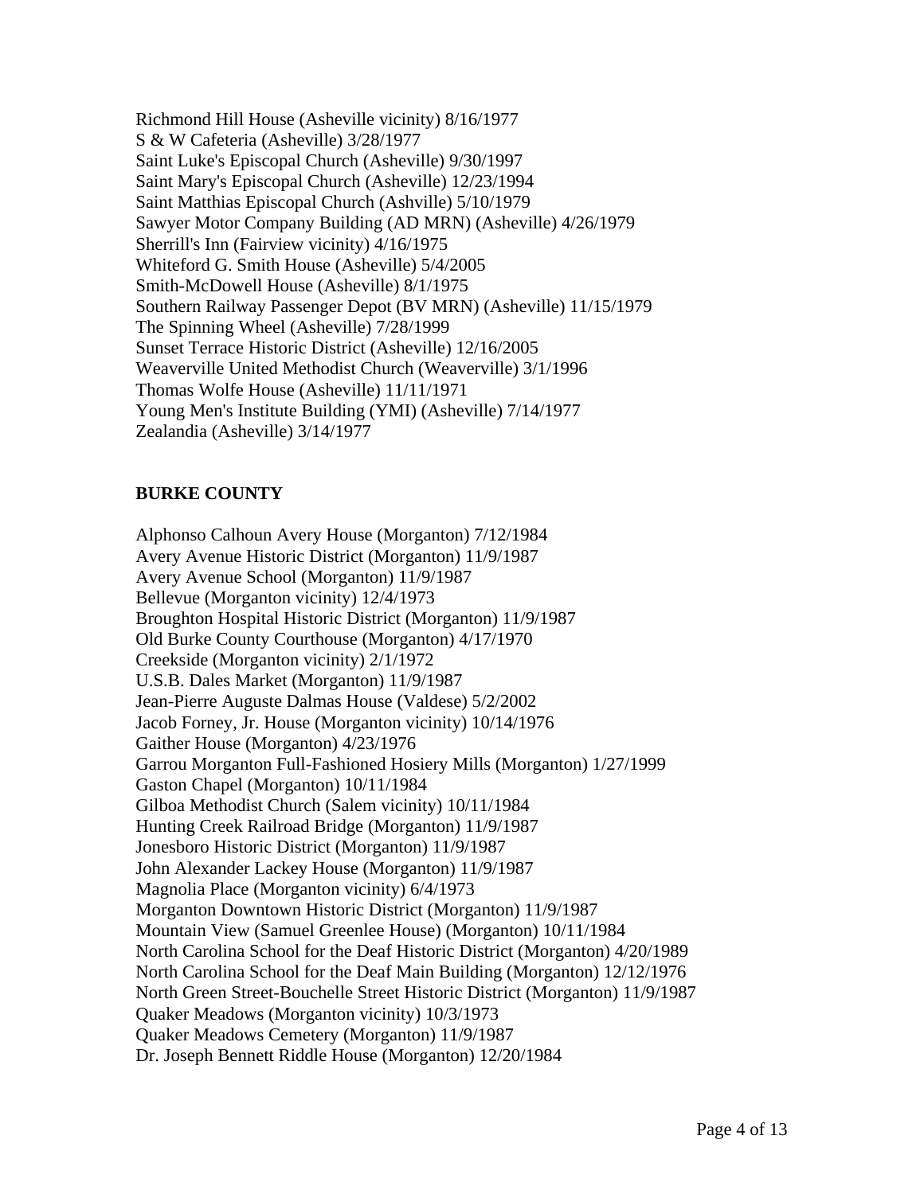Richmond Hill House (Asheville vicinity) 8/16/1977
S & W Cafeteria (Asheville) 3/28/1977
Saint Luke's Episcopal Church (Asheville) 9/30/1997
Saint Mary's Episcopal Church (Asheville) 12/23/1994
Saint Matthias Episcopal Church (Ashville) 5/10/1979
Sawyer Motor Company Building (AD MRN) (Asheville) 4/26/1979
Sherrill's Inn (Fairview vicinity) 4/16/1975
Whiteford G. Smith House (Asheville) 5/4/2005
Smith-McDowell House (Asheville) 8/1/1975
Southern Railway Passenger Depot (BV MRN) (Asheville) 11/15/1979
The Spinning Wheel (Asheville) 7/28/1999
Sunset Terrace Historic District (Asheville) 12/16/2005
Weaverville United Methodist Church (Weaverville) 3/1/1996
Thomas Wolfe House (Asheville) 11/11/1971
Young Men's Institute Building (YMI) (Asheville) 7/14/1977
Zealandia (Asheville) 3/14/1977

**BURKE COUNTY**

Alphonso Calhoun Avery House (Morganton) 7/12/1984
Avery Avenue Historic District (Morganton) 11/9/1987
Avery Avenue School (Morganton) 11/9/1987
Bellevue (Morganton vicinity) 12/4/1973
Broughton Hospital Historic District (Morganton) 11/9/1987
Old Burke County Courthouse (Morganton) 4/17/1970
Creekside (Morganton vicinity) 2/1/1972
U.S.B. Dales Market (Morganton) 11/9/1987
Jean-Pierre Auguste Dalmas House (Valdese) 5/2/2002
Jacob Forney, Jr. House (Morganton vicinity) 10/14/1976
Gaither House (Morganton) 4/23/1976
Garrou Morganton Full-Fashioned Hosiery Mills (Morganton) 1/27/1999
Gaston Chapel (Morganton) 10/11/1984
Gilboa Methodist Church (Salem vicinity) 10/11/1984
Hunting Creek Railroad Bridge (Morganton) 11/9/1987
Jonesboro Historic District (Morganton) 11/9/1987
John Alexander Lackey House (Morganton) 11/9/1987
Magnolia Place (Morganton vicinity) 6/4/1973
Morganton Downtown Historic District (Morganton) 11/9/1987
Mountain View (Samuel Greenlee House) (Morganton) 10/11/1984
North Carolina School for the Deaf Historic District (Morganton) 4/20/1989
North Carolina School for the Deaf Main Building (Morganton) 12/12/1976
North Green Street-Bouchelle Street Historic District (Morganton) 11/9/1987
Quaker Meadows (Morganton vicinity) 10/3/1973
Quaker Meadows Cemetery (Morganton) 11/9/1987
Dr. Joseph Bennett Riddle House (Morganton) 12/20/1984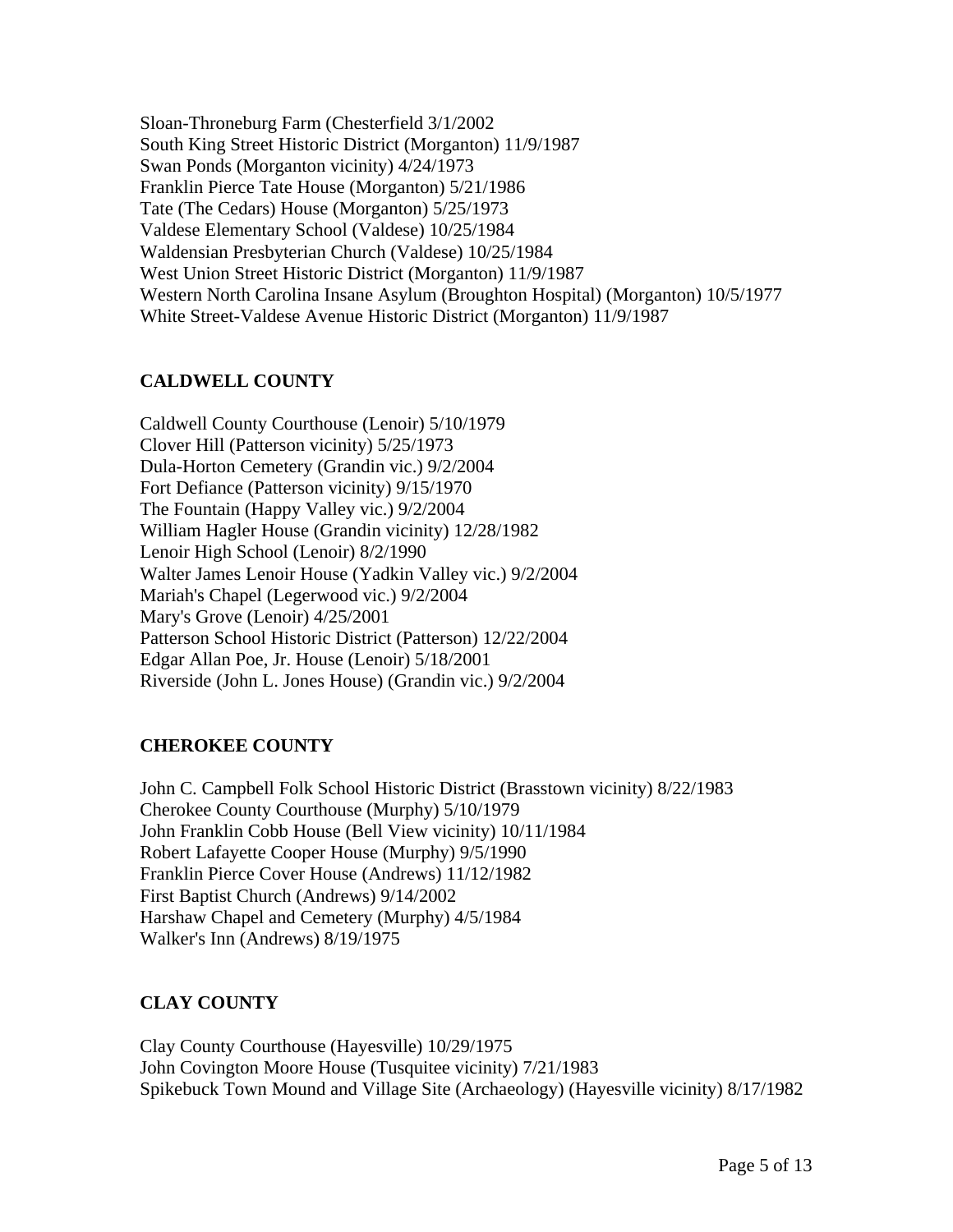Sloan-Throneburg Farm (Chesterfield 3/1/2002
South King Street Historic District (Morganton) 11/9/1987
Swan Ponds (Morganton vicinity) 4/24/1973
Franklin Pierce Tate House (Morganton) 5/21/1986
Tate (The Cedars) House (Morganton) 5/25/1973
Valdese Elementary School (Valdese) 10/25/1984
Waldensian Presbyterian Church (Valdese) 10/25/1984
West Union Street Historic District (Morganton) 11/9/1987
Western North Carolina Insane Asylum (Broughton Hospital) (Morganton) 10/5/1977
White Street-Valdese Avenue Historic District (Morganton) 11/9/1987

**CALDWELL COUNTY**

Caldwell County Courthouse (Lenoir) 5/10/1979
Clover Hill (Patterson vicinity) 5/25/1973
Dula-Horton Cemetery (Grandin vic.) 9/2/2004
Fort Defiance (Patterson vicinity) 9/15/1970
The Fountain (Happy Valley vic.) 9/2/2004
William Hagler House (Grandin vicinity) 12/28/1982
Lenoir High School (Lenoir) 8/2/1990
Walter James Lenoir House (Yadkin Valley vic.) 9/2/2004
Mariah's Chapel (Legerwood vic.) 9/2/2004
Mary's Grove (Lenoir) 4/25/2001
Patterson School Historic District (Patterson) 12/22/2004
Edgar Allan Poe, Jr. House (Lenoir) 5/18/2001
Riverside (John L. Jones House) (Grandin vic.) 9/2/2004

**CHEROKEE COUNTY**

John C. Campbell Folk School Historic District (Brasstown vicinity) 8/22/1983
Cherokee County Courthouse (Murphy) 5/10/1979
John Franklin Cobb House (Bell View vicinity) 10/11/1984
Robert Lafayette Cooper House (Murphy) 9/5/1990
Franklin Pierce Cover House (Andrews) 11/12/1982
First Baptist Church (Andrews) 9/14/2002
Harshaw Chapel and Cemetery (Murphy) 4/5/1984
Walker's Inn (Andrews) 8/19/1975

**CLAY COUNTY**

Clay County Courthouse (Hayesville) 10/29/1975
John Covington Moore House (Tusquitee vicinity) 7/21/1983
Spikebuck Town Mound and Village Site (Archaeology) (Hayesville vicinity) 8/17/1982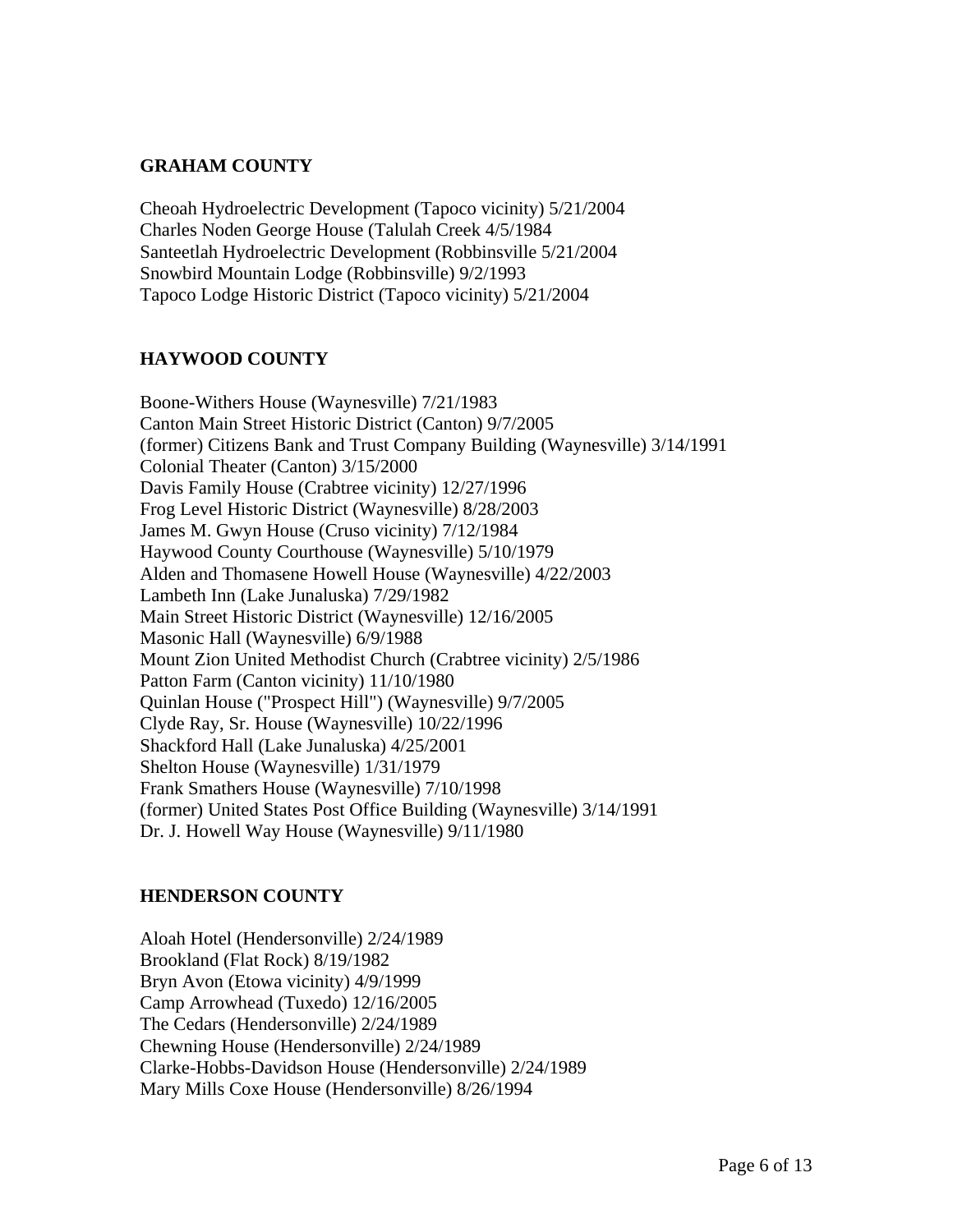## GRAHAM COUNTY

Cheoah Hydroelectric Development (Tapoco vicinity) 5/21/2004
Charles Noden George House (Talulah Creek 4/5/1984
Santeetlah Hydroelectric Development (Robbinsville 5/21/2004
Snowbird Mountain Lodge (Robbinsville) 9/2/1993
Tapoco Lodge Historic District (Tapoco vicinity) 5/21/2004

## HAYWOOD COUNTY

Boone-Withers House (Waynesville) 7/21/1983
Canton Main Street Historic District (Canton) 9/7/2005
(former) Citizens Bank and Trust Company Building (Waynesville) 3/14/1991
Colonial Theater (Canton) 3/15/2000
Davis Family House (Crabtree vicinity) 12/27/1996
Frog Level Historic District (Waynesville) 8/28/2003
James M. Gwyn House (Cruso vicinity) 7/12/1984
Haywood County Courthouse (Waynesville) 5/10/1979
Alden and Thomasene Howell House (Waynesville) 4/22/2003
Lambeth Inn (Lake Junaluska) 7/29/1982
Main Street Historic District (Waynesville) 12/16/2005
Masonic Hall (Waynesville) 6/9/1988
Mount Zion United Methodist Church (Crabtree vicinity) 2/5/1986
Patton Farm (Canton vicinity) 11/10/1980
Quinlan House ("Prospect Hill") (Waynesville) 9/7/2005
Clyde Ray, Sr. House (Waynesville) 10/22/1996
Shackford Hall (Lake Junaluska) 4/25/2001
Shelton House (Waynesville) 1/31/1979
Frank Smathers House (Waynesville) 7/10/1998
(former) United States Post Office Building (Waynesville) 3/14/1991
Dr. J. Howell Way House (Waynesville) 9/11/1980

## HENDERSON COUNTY

Aloah Hotel (Hendersonville) 2/24/1989
Brookland (Flat Rock) 8/19/1982
Bryn Avon (Etowa vicinity) 4/9/1999
Camp Arrowhead (Tuxedo) 12/16/2005
The Cedars (Hendersonville) 2/24/1989
Chewning House (Hendersonville) 2/24/1989
Clarke-Hobbs-Davidson House (Hendersonville) 2/24/1989
Mary Mills Coxe House (Hendersonville) 8/26/1994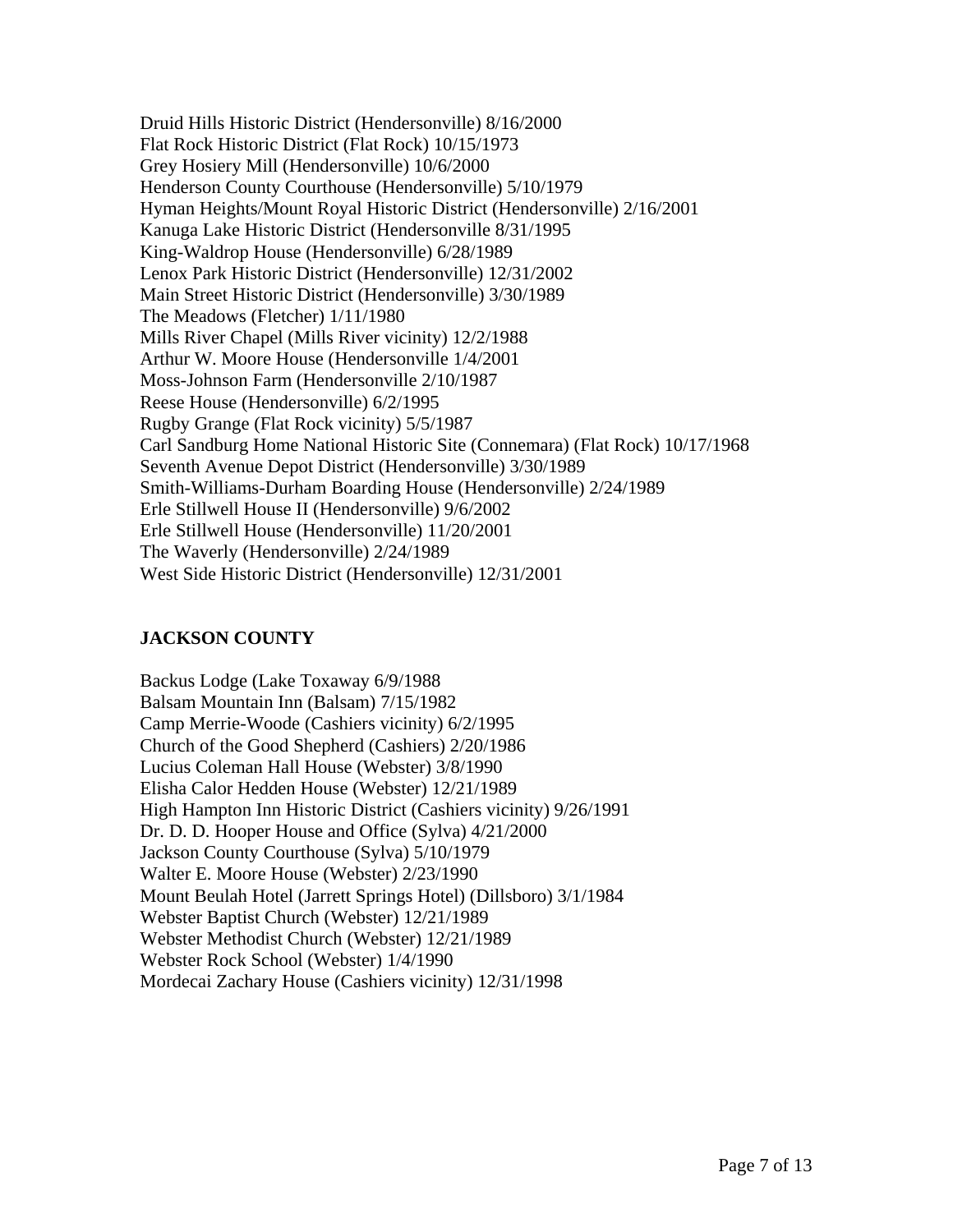Druid Hills Historic District (Hendersonville) 8/16/2000
Flat Rock Historic District (Flat Rock) 10/15/1973
Grey Hosiery Mill (Hendersonville) 10/6/2000
Henderson County Courthouse (Hendersonville) 5/10/1979
Hyman Heights/Mount Royal Historic District (Hendersonville) 2/16/2001
Kanuga Lake Historic District (Hendersonville 8/31/1995
King-Waldrop House (Hendersonville) 6/28/1989
Lenox Park Historic District (Hendersonville) 12/31/2002
Main Street Historic District (Hendersonville) 3/30/1989
The Meadows (Fletcher) 1/11/1980
Mills River Chapel (Mills River vicinity) 12/2/1988
Arthur W. Moore House (Hendersonville 1/4/2001
Moss-Johnson Farm (Hendersonville 2/10/1987
Reese House (Hendersonville) 6/2/1995
Rugby Grange (Flat Rock vicinity) 5/5/1987
Carl Sandburg Home National Historic Site (Connemara) (Flat Rock) 10/17/1968
Seventh Avenue Depot District (Hendersonville) 3/30/1989
Smith-Williams-Durham Boarding House (Hendersonville) 2/24/1989
Erle Stillwell House II (Hendersonville) 9/6/2002
Erle Stillwell House (Hendersonville) 11/20/2001
The Waverly (Hendersonville) 2/24/1989
West Side Historic District (Hendersonville) 12/31/2001

**JACKSON COUNTY**

Backus Lodge (Lake Toxaway 6/9/1988
Balsam Mountain Inn (Balsam) 7/15/1982
Camp Merrie-Woode (Cashiers vicinity) 6/2/1995
Church of the Good Shepherd (Cashiers) 2/20/1986
Lucius Coleman Hall House (Webster) 3/8/1990
Elisha Calor Hedden House (Webster) 12/21/1989
High Hampton Inn Historic District (Cashiers vicinity) 9/26/1991
Dr. D. D. Hooper House and Office (Sylva) 4/21/2000
Jackson County Courthouse (Sylva) 5/10/1979
Walter E. Moore House (Webster) 2/23/1990
Mount Beulah Hotel (Jarrett Springs Hotel) (Dillsboro) 3/1/1984
Webster Baptist Church (Webster) 12/21/1989
Webster Methodist Church (Webster) 12/21/1989
Webster Rock School (Webster) 1/4/1990
Mordecai Zachary House (Cashiers vicinity) 12/31/1998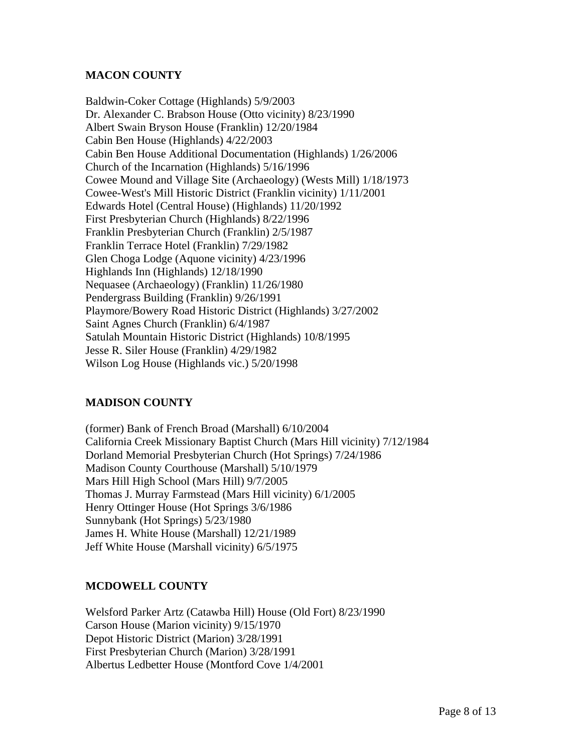## MACON COUNTY

Baldwin-Coker Cottage (Highlands) 5/9/2003
Dr. Alexander C. Brabson House (Otto vicinity) 8/23/1990
Albert Swain Bryson House (Franklin) 12/20/1984
Cabin Ben House (Highlands) 4/22/2003
Cabin Ben House Additional Documentation (Highlands) 1/26/2006
Church of the Incarnation (Highlands) 5/16/1996
Cowee Mound and Village Site (Archaeology) (Wests Mill) 1/18/1973
Cowee-West's Mill Historic District (Franklin vicinity) 1/11/2001
Edwards Hotel (Central House) (Highlands) 11/20/1992
First Presbyterian Church (Highlands) 8/22/1996
Franklin Presbyterian Church (Franklin) 2/5/1987
Franklin Terrace Hotel (Franklin) 7/29/1982
Glen Choga Lodge (Aquone vicinity) 4/23/1996
Highlands Inn (Highlands) 12/18/1990
Nequasee (Archaeology) (Franklin) 11/26/1980
Pendergrass Building (Franklin) 9/26/1991
Playmore/Bowery Road Historic District (Highlands) 3/27/2002
Saint Agnes Church (Franklin) 6/4/1987
Satulah Mountain Historic District (Highlands) 10/8/1995
Jesse R. Siler House (Franklin) 4/29/1982
Wilson Log House (Highlands vic.) 5/20/1998

## MADISON COUNTY

(former) Bank of French Broad (Marshall) 6/10/2004
California Creek Missionary Baptist Church (Mars Hill vicinity) 7/12/1984
Dorland Memorial Presbyterian Church (Hot Springs) 7/24/1986
Madison County Courthouse (Marshall) 5/10/1979
Mars Hill High School (Mars Hill) 9/7/2005
Thomas J. Murray Farmstead (Mars Hill vicinity) 6/1/2005
Henry Ottinger House (Hot Springs 3/6/1986
Sunnybank (Hot Springs) 5/23/1980
James H. White House (Marshall) 12/21/1989
Jeff White House (Marshall vicinity) 6/5/1975

## MCDOWELL COUNTY

Welsford Parker Artz (Catawba Hill) House (Old Fort) 8/23/1990
Carson House (Marion vicinity) 9/15/1970
Depot Historic District (Marion) 3/28/1991
First Presbyterian Church (Marion) 3/28/1991
Albertus Ledbetter House (Montford Cove 1/4/2001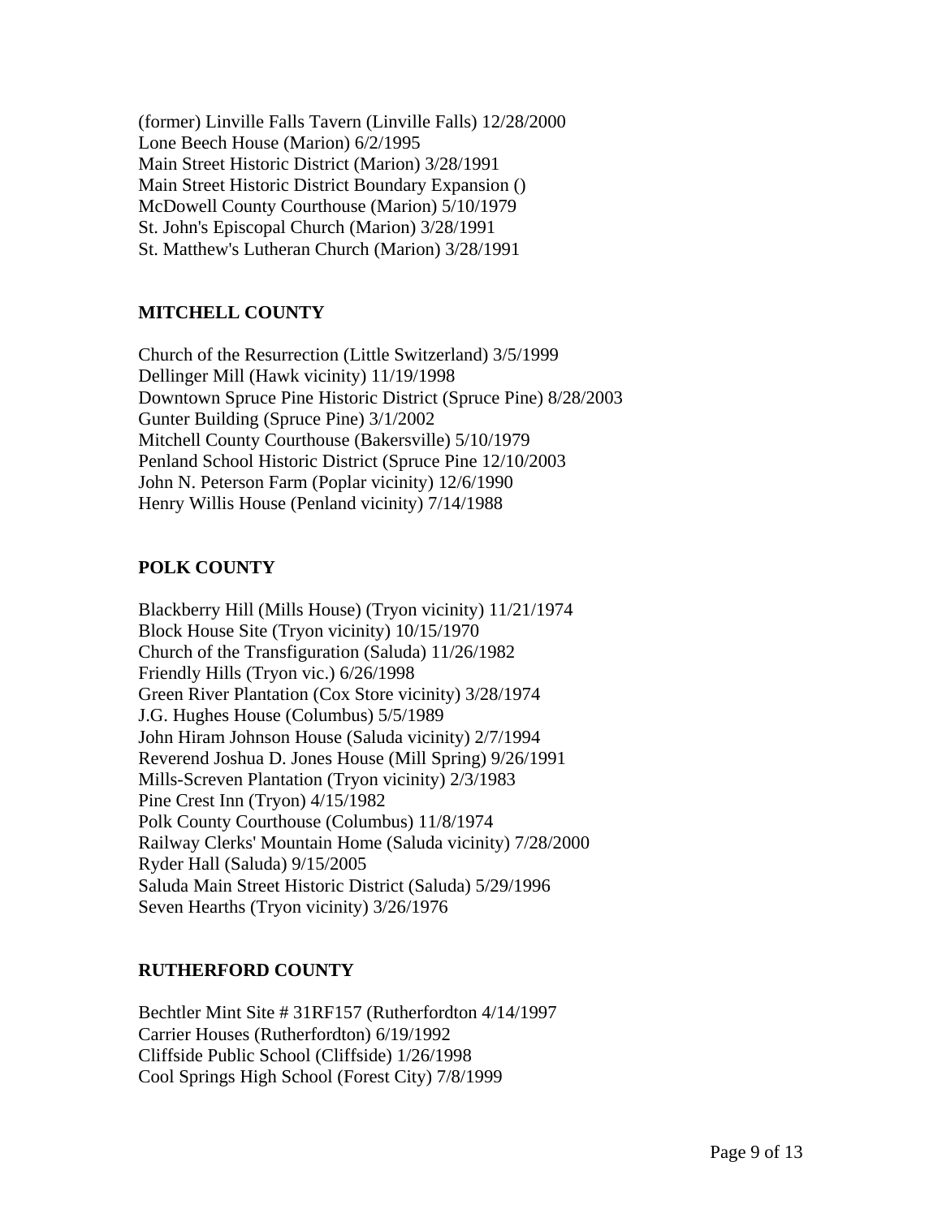(former) Linville Falls Tavern (Linville Falls) 12/28/2000
Lone Beech House (Marion) 6/2/1995
Main Street Historic District (Marion) 3/28/1991
Main Street Historic District Boundary Expansion ()
McDowell County Courthouse (Marion) 5/10/1979
St. John's Episcopal Church (Marion) 3/28/1991
St. Matthew's Lutheran Church (Marion) 3/28/1991

**MITCHELL COUNTY**

Church of the Resurrection (Little Switzerland) 3/5/1999
Dellinger Mill (Hawk vicinity) 11/19/1998
Downtown Spruce Pine Historic District (Spruce Pine) 8/28/2003
Gunter Building (Spruce Pine) 3/1/2002
Mitchell County Courthouse (Bakersville) 5/10/1979
Penland School Historic District (Spruce Pine 12/10/2003
John N. Peterson Farm (Poplar vicinity) 12/6/1990
Henry Willis House (Penland vicinity) 7/14/1988

**POLK COUNTY**

Blackberry Hill (Mills House) (Tryon vicinity) 11/21/1974
Block House Site (Tryon vicinity) 10/15/1970
Church of the Transfiguration (Saluda) 11/26/1982
Friendly Hills (Tryon vic.) 6/26/1998
Green River Plantation (Cox Store vicinity) 3/28/1974
J.G. Hughes House (Columbus) 5/5/1989
John Hiram Johnson House (Saluda vicinity) 2/7/1994
Reverend Joshua D. Jones House (Mill Spring) 9/26/1991
Mills-Screven Plantation (Tryon vicinity) 2/3/1983
Pine Crest Inn (Tryon) 4/15/1982
Polk County Courthouse (Columbus) 11/8/1974
Railway Clerks' Mountain Home (Saluda vicinity) 7/28/2000
Ryder Hall (Saluda) 9/15/2005
Saluda Main Street Historic District (Saluda) 5/29/1996
Seven Hearths (Tryon vicinity) 3/26/1976

**RUTHERFORD COUNTY**

Bechtler Mint Site # 31RF157 (Rutherfordton 4/14/1997
Carrier Houses (Rutherfordton) 6/19/1992
Cliffside Public School (Cliffside) 1/26/1998
Cool Springs High School (Forest City) 7/8/1999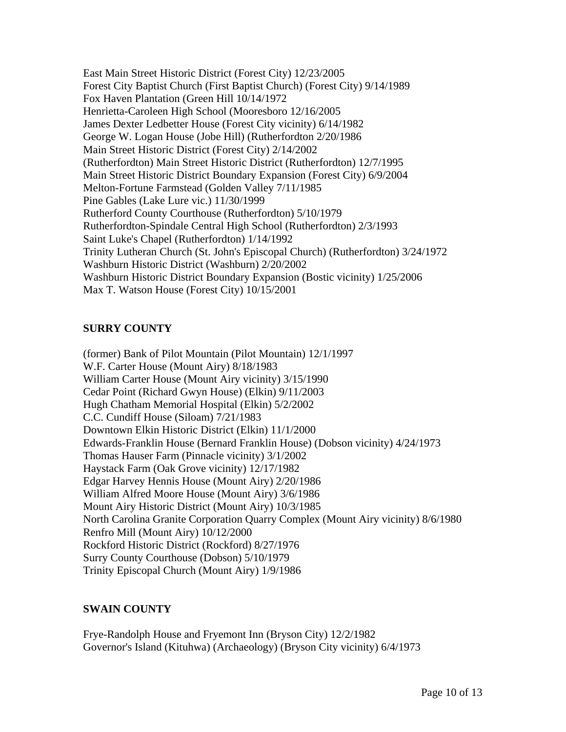East Main Street Historic District (Forest City) 12/23/2005
Forest City Baptist Church (First Baptist Church) (Forest City) 9/14/1989
Fox Haven Plantation (Green Hill 10/14/1972
Henrietta-Caroleen High School (Mooresboro 12/16/2005
James Dexter Ledbetter House (Forest City vicinity) 6/14/1982
George W. Logan House (Jobe Hill) (Rutherfordton 2/20/1986
Main Street Historic District (Forest City) 2/14/2002
(Rutherfordton) Main Street Historic District (Rutherfordton) 12/7/1995
Main Street Historic District Boundary Expansion (Forest City) 6/9/2004
Melton-Fortune Farmstead (Golden Valley 7/11/1985
Pine Gables (Lake Lure vic.) 11/30/1999
Rutherford County Courthouse (Rutherfordton) 5/10/1979
Rutherfordton-Spindale Central High School (Rutherfordton) 2/3/1993
Saint Luke's Chapel (Rutherfordton) 1/14/1992
Trinity Lutheran Church (St. John's Episcopal Church) (Rutherfordton) 3/24/1972
Washburn Historic District (Washburn) 2/20/2002
Washburn Historic District Boundary Expansion (Bostic vicinity) 1/25/2006
Max T. Watson House (Forest City) 10/15/2001

**SURRY COUNTY**

(former) Bank of Pilot Mountain (Pilot Mountain) 12/1/1997
W.F. Carter House (Mount Airy) 8/18/1983
William Carter House (Mount Airy vicinity) 3/15/1990
Cedar Point (Richard Gwyn House) (Elkin) 9/11/2003
Hugh Chatham Memorial Hospital (Elkin) 5/2/2002
C.C. Cundiff House (Siloam) 7/21/1983
Downtown Elkin Historic District (Elkin) 11/1/2000
Edwards-Franklin House (Bernard Franklin House) (Dobson vicinity) 4/24/1973
Thomas Hauser Farm (Pinnacle vicinity) 3/1/2002
Haystack Farm (Oak Grove vicinity) 12/17/1982
Edgar Harvey Hennis House (Mount Airy) 2/20/1986
William Alfred Moore House (Mount Airy) 3/6/1986
Mount Airy Historic District (Mount Airy) 10/3/1985
North Carolina Granite Corporation Quarry Complex (Mount Airy vicinity) 8/6/1980
Renfro Mill (Mount Airy) 10/12/2000
Rockford Historic District (Rockford) 8/27/1976
Surry County Courthouse (Dobson) 5/10/1979
Trinity Episcopal Church (Mount Airy) 1/9/1986

**SWAIN COUNTY**

Frye-Randolph House and Fryemont Inn (Bryson City) 12/2/1982
Governor's Island (Kituhwa) (Archaeology) (Bryson City vicinity) 6/4/1973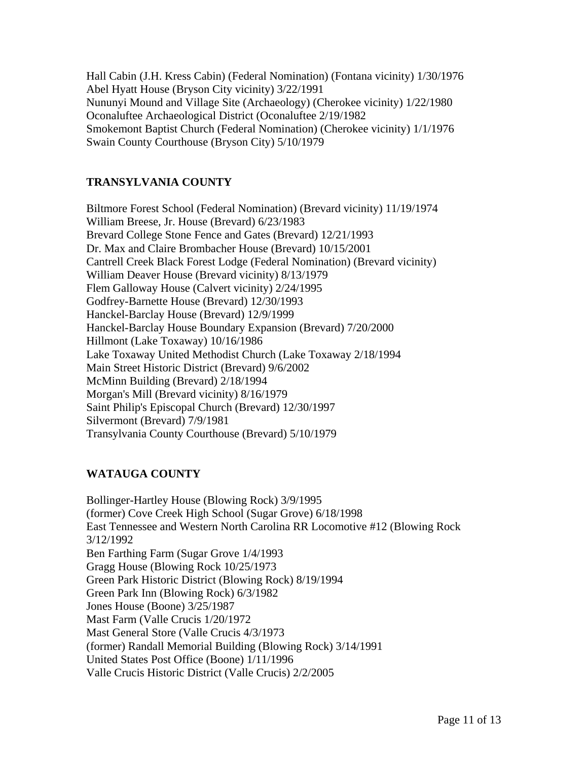Hall Cabin (J.H. Kress Cabin) (Federal Nomination) (Fontana vicinity) 1/30/1976
Abel Hyatt House (Bryson City vicinity) 3/22/1991
Nununyi Mound and Village Site (Archaeology) (Cherokee vicinity) 1/22/1980
Oconaluftee Archaeological District (Oconaluftee 2/19/1982
Smokemont Baptist Church (Federal Nomination) (Cherokee vicinity) 1/1/1976
Swain County Courthouse (Bryson City) 5/10/1979

## TRANSYLVANIA COUNTY

Biltmore Forest School (Federal Nomination) (Brevard vicinity) 11/19/1974
William Breese, Jr. House (Brevard) 6/23/1983
Brevard College Stone Fence and Gates (Brevard) 12/21/1993
Dr. Max and Claire Brombacher House (Brevard) 10/15/2001
Cantrell Creek Black Forest Lodge (Federal Nomination) (Brevard vicinity)
William Deaver House (Brevard vicinity) 8/13/1979
Flem Galloway House (Calvert vicinity) 2/24/1995
Godfrey-Barnette House (Brevard) 12/30/1993
Hanckel-Barclay House (Brevard) 12/9/1999
Hanckel-Barclay House Boundary Expansion (Brevard) 7/20/2000
Hillmont (Lake Toxaway) 10/16/1986
Lake Toxaway United Methodist Church (Lake Toxaway 2/18/1994
Main Street Historic District (Brevard) 9/6/2002
McMinn Building (Brevard) 2/18/1994
Morgan's Mill (Brevard vicinity) 8/16/1979
Saint Philip's Episcopal Church (Brevard) 12/30/1997
Silvermont (Brevard) 7/9/1981
Transylvania County Courthouse (Brevard) 5/10/1979

## WATAUGA COUNTY

Bollinger-Hartley House (Blowing Rock) 3/9/1995
(former) Cove Creek High School (Sugar Grove) 6/18/1998
East Tennessee and Western North Carolina RR Locomotive #12 (Blowing Rock 3/12/1992
Ben Farthing Farm (Sugar Grove 1/4/1993
Gragg House (Blowing Rock 10/25/1973
Green Park Historic District (Blowing Rock) 8/19/1994
Green Park Inn (Blowing Rock) 6/3/1982
Jones House (Boone) 3/25/1987
Mast Farm (Valle Crucis 1/20/1972
Mast General Store (Valle Crucis 4/3/1973
(former) Randall Memorial Building (Blowing Rock) 3/14/1991
United States Post Office (Boone) 1/11/1996
Valle Crucis Historic District (Valle Crucis) 2/2/2005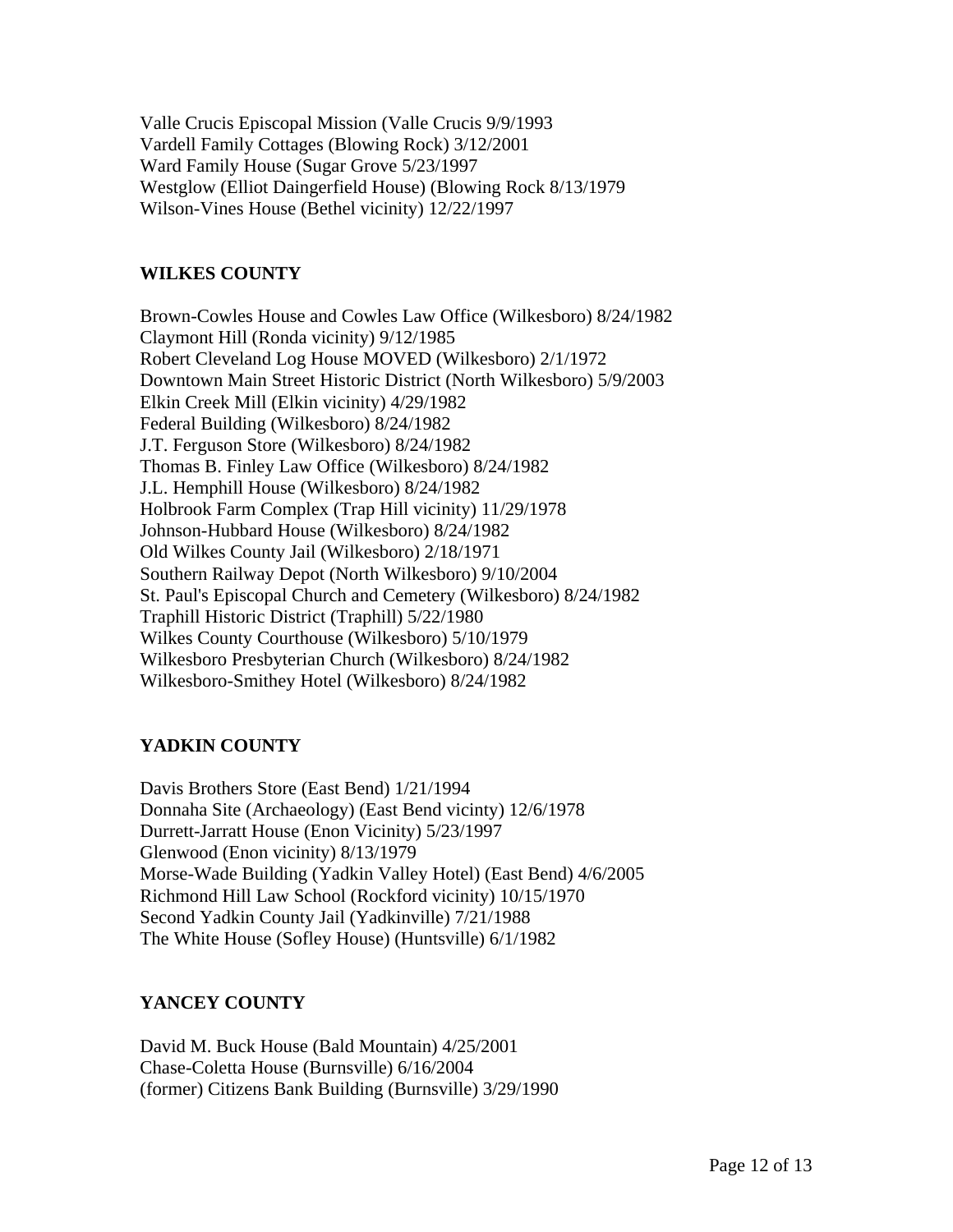Valle Crucis Episcopal Mission (Valle Crucis 9/9/1993
Vardell Family Cottages (Blowing Rock) 3/12/2001
Ward Family House (Sugar Grove 5/23/1997
Westglow (Elliot Daingerfield House) (Blowing Rock 8/13/1979
Wilson-Vines House (Bethel vicinity) 12/22/1997

**WILKES COUNTY**

Brown-Cowles House and Cowles Law Office (Wilkesboro) 8/24/1982
Claymont Hill (Ronda vicinity) 9/12/1985
Robert Cleveland Log House MOVED (Wilkesboro) 2/1/1972
Downtown Main Street Historic District (North Wilkesboro) 5/9/2003
Elkin Creek Mill (Elkin vicinity) 4/29/1982
Federal Building (Wilkesboro) 8/24/1982
J.T. Ferguson Store (Wilkesboro) 8/24/1982
Thomas B. Finley Law Office (Wilkesboro) 8/24/1982
J.L. Hemphill House (Wilkesboro) 8/24/1982
Holbrook Farm Complex (Trap Hill vicinity) 11/29/1978
Johnson-Hubbard House (Wilkesboro) 8/24/1982
Old Wilkes County Jail (Wilkesboro) 2/18/1971
Southern Railway Depot (North Wilkesboro) 9/10/2004
St. Paul's Episcopal Church and Cemetery (Wilkesboro) 8/24/1982
Traphill Historic District (Traphill) 5/22/1980
Wilkes County Courthouse (Wilkesboro) 5/10/1979
Wilkesboro Presbyterian Church (Wilkesboro) 8/24/1982
Wilkesboro-Smithey Hotel (Wilkesboro) 8/24/1982

**YADKIN COUNTY**

Davis Brothers Store (East Bend) 1/21/1994
Donnaha Site (Archaeology) (East Bend vicinty) 12/6/1978
Durrett-Jarratt House (Enon Vicinity) 5/23/1997
Glenwood (Enon vicinity) 8/13/1979
Morse-Wade Building (Yadkin Valley Hotel) (East Bend) 4/6/2005
Richmond Hill Law School (Rockford vicinity) 10/15/1970
Second Yadkin County Jail (Yadkinville) 7/21/1988
The White House (Sofley House) (Huntsville) 6/1/1982

**YANCEY COUNTY**

David M. Buck House (Bald Mountain) 4/25/2001
Chase-Coletta House (Burnsville) 6/16/2004
(former) Citizens Bank Building (Burnsville) 3/29/1990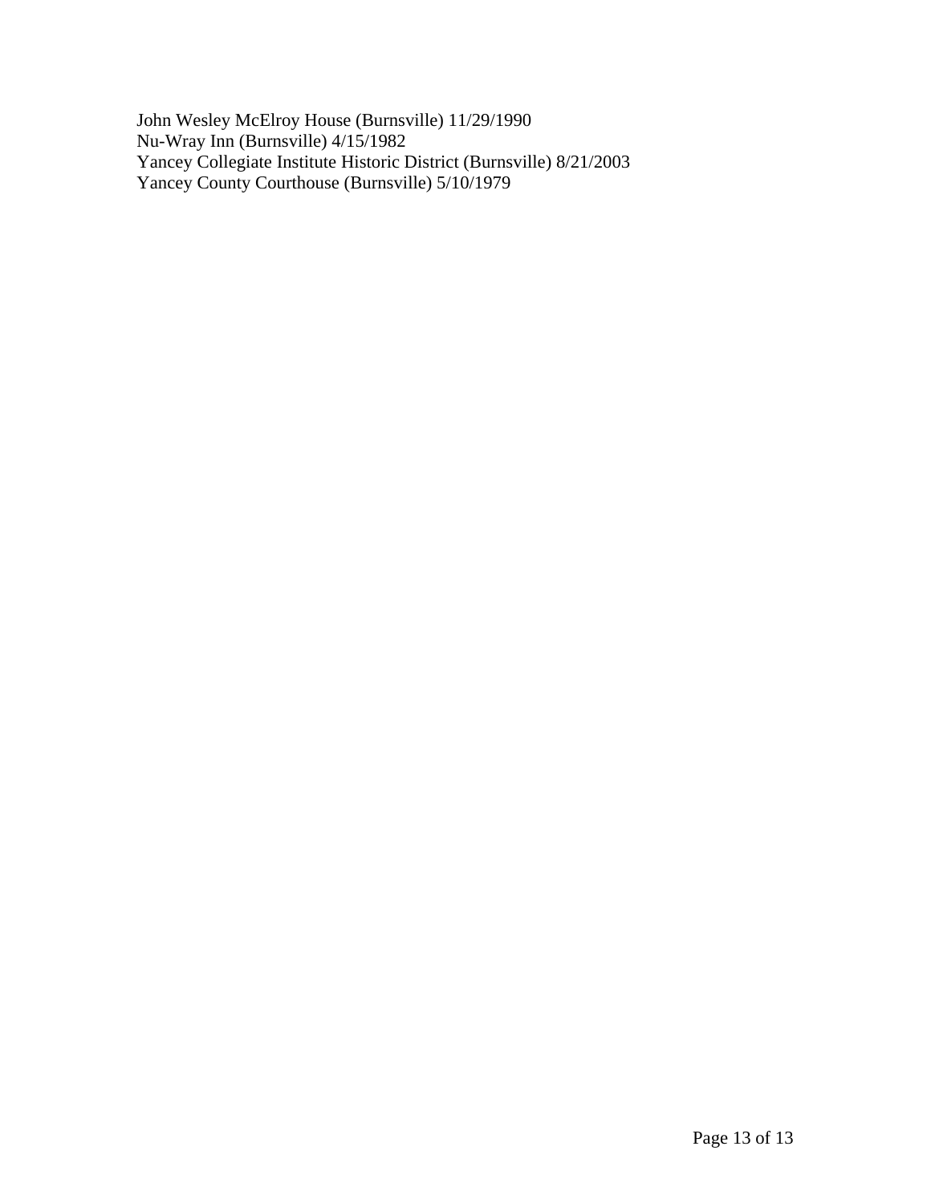John Wesley McElroy House (Burnsville) 11/29/1990
Nu-Wray Inn (Burnsville) 4/15/1982
Yancey Collegiate Institute Historic District (Burnsville) 8/21/2003
Yancey County Courthouse (Burnsville) 5/10/1979